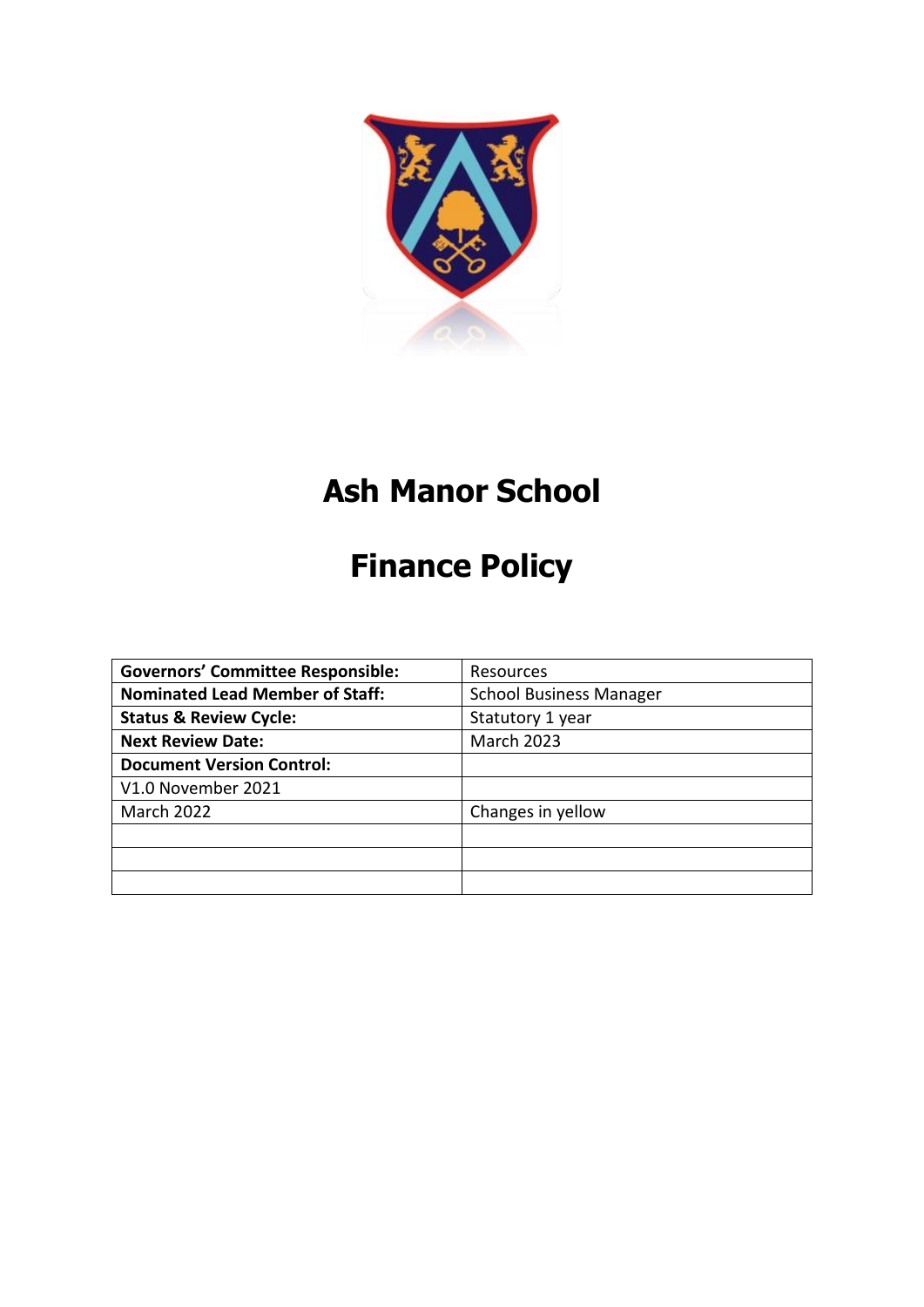# Ash Manor School

# Finance Policy

| Governors' Committee Responsible: | Resources |
|---|---|
| **Nominated Lead Member of Staff:** | School Business Manager |
| **Status & Review Cycle:** | Statutory 1 year |
| **Next Review Date:** | March 2023 |
| **Document Version Control:** | |
| V1.0 November 2021 | |
| March 2022 | Changes in yellow |
| | |
| | |
| | |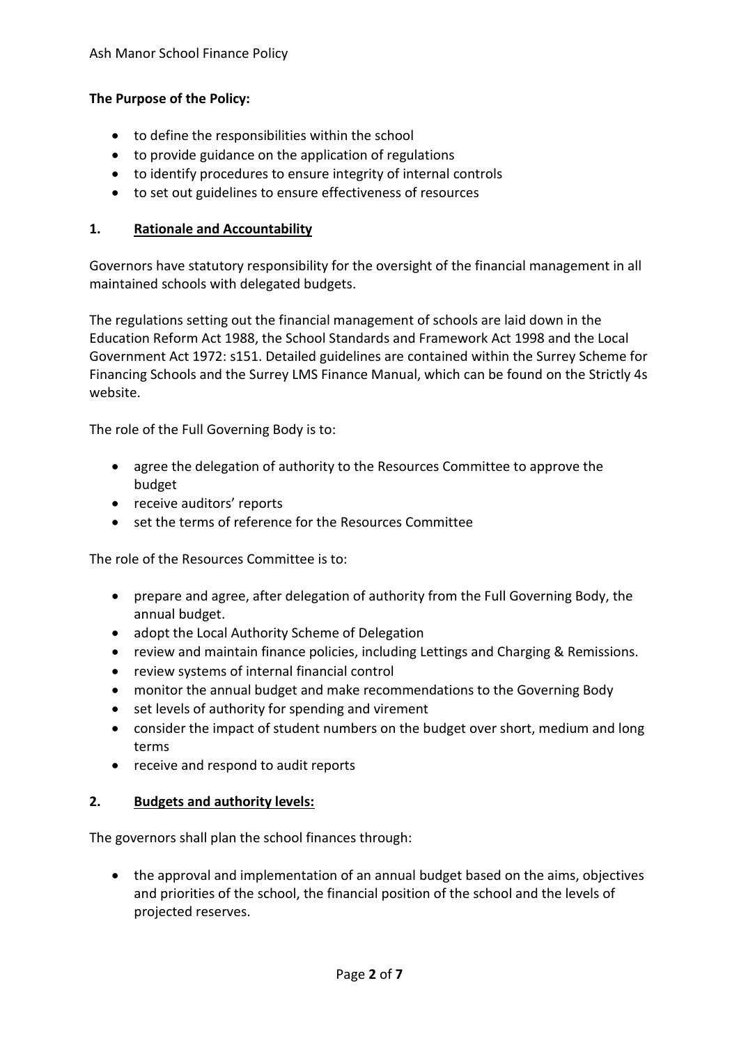**The Purpose of the Policy:**

- to define the responsibilities within the school
- to provide guidance on the application of regulations
- to identify procedures to ensure integrity of internal controls
- to set out guidelines to ensure effectiveness of resources

## 1. Rationale and Accountability

Governors have statutory responsibility for the oversight of the financial management in all maintained schools with delegated budgets.

The regulations setting out the financial management of schools are laid down in the Education Reform Act 1988, the School Standards and Framework Act 1998 and the Local Government Act 1972: s151. Detailed guidelines are contained within the Surrey Scheme for Financing Schools and the Surrey LMS Finance Manual, which can be found on the Strictly 4s website.

The role of the Full Governing Body is to:

- agree the delegation of authority to the Resources Committee to approve the budget
- receive auditors' reports
- set the terms of reference for the Resources Committee

The role of the Resources Committee is to:

- prepare and agree, after delegation of authority from the Full Governing Body, the annual budget.
- adopt the Local Authority Scheme of Delegation
- review and maintain finance policies, including Lettings and Charging & Remissions.
- review systems of internal financial control
- monitor the annual budget and make recommendations to the Governing Body
- set levels of authority for spending and virement
- consider the impact of student numbers on the budget over short, medium and long terms
- receive and respond to audit reports

## 2. Budgets and authority levels:

The governors shall plan the school finances through:

- the approval and implementation of an annual budget based on the aims, objectives and priorities of the school, the financial position of the school and the levels of projected reserves.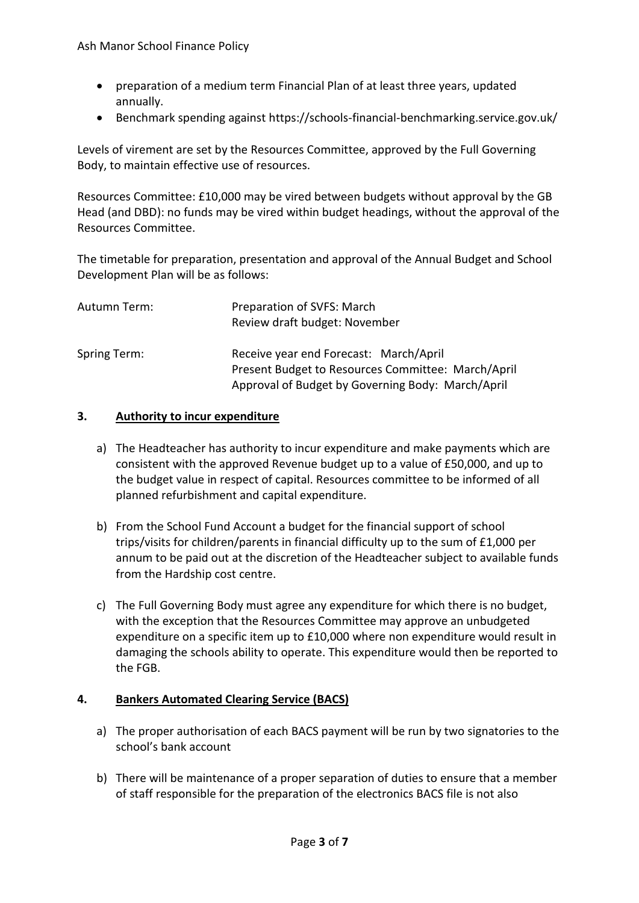- preparation of a medium term Financial Plan of at least three years, updated annually.
- Benchmark spending against https://schools-financial-benchmarking.service.gov.uk/

Levels of virement are set by the Resources Committee, approved by the Full Governing Body, to maintain effective use of resources.

Resources Committee: £10,000 may be vired between budgets without approval by the GB Head (and DBD): no funds may be vired within budget headings, without the approval of the Resources Committee.

The timetable for preparation, presentation and approval of the Annual Budget and School Development Plan will be as follows:

| | |
|---|---|
| Autumn Term: | Preparation of SVFS: March<br>Review draft budget: November |
| Spring Term: | Receive year end Forecast: March/April<br>Present Budget to Resources Committee: March/April<br>Approval of Budget by Governing Body: March/April |

## 3. Authority to incur expenditure

a) The Headteacher has authority to incur expenditure and make payments which are consistent with the approved Revenue budget up to a value of £50,000, and up to the budget value in respect of capital. Resources committee to be informed of all planned refurbishment and capital expenditure.

b) From the School Fund Account a budget for the financial support of school trips/visits for children/parents in financial difficulty up to the sum of £1,000 per annum to be paid out at the discretion of the Headteacher subject to available funds from the Hardship cost centre.

c) The Full Governing Body must agree any expenditure for which there is no budget, with the exception that the Resources Committee may approve an unbudgeted expenditure on a specific item up to £10,000 where non expenditure would result in damaging the schools ability to operate. This expenditure would then be reported to the FGB.

## 4. Bankers Automated Clearing Service (BACS)

a) The proper authorisation of each BACS payment will be run by two signatories to the school's bank account

b) There will be maintenance of a proper separation of duties to ensure that a member of staff responsible for the preparation of the electronics BACS file is not also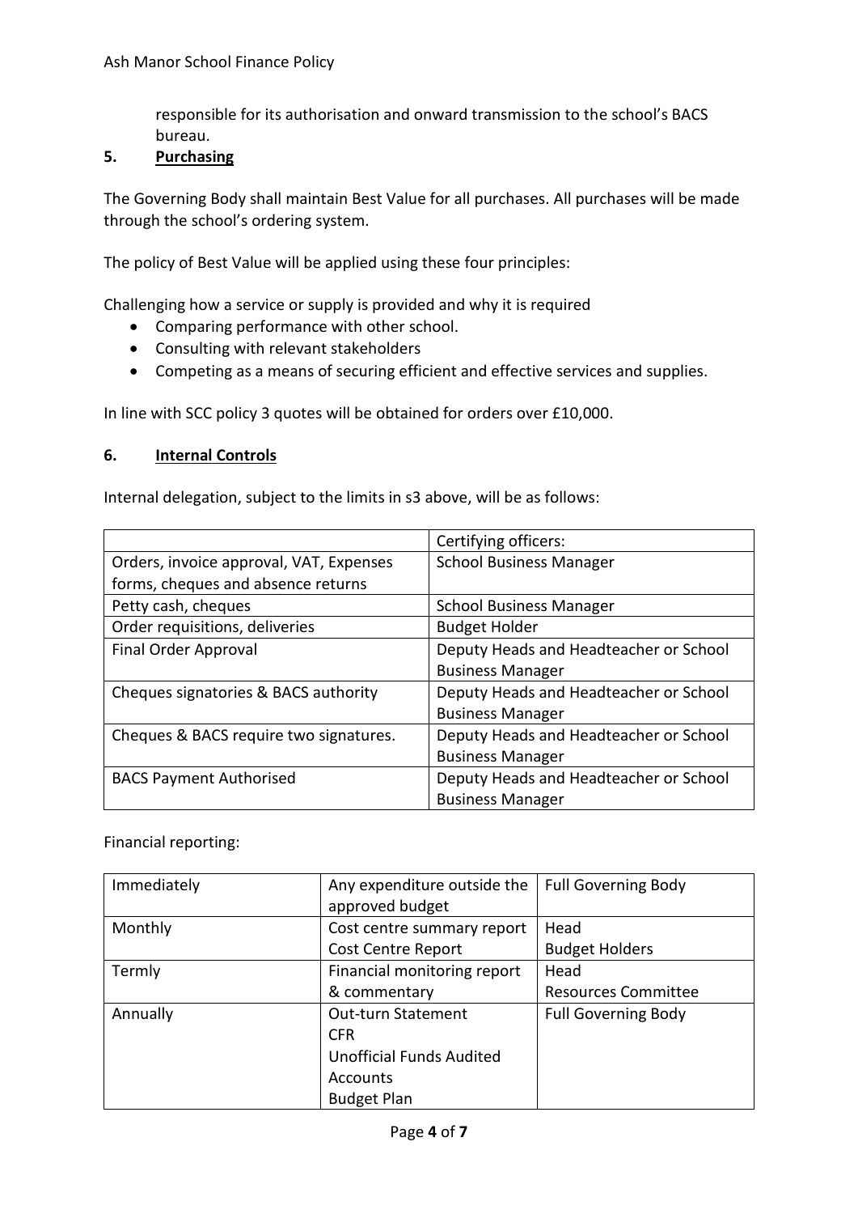responsible for its authorisation and onward transmission to the school's BACS bureau.

## 5. Purchasing

The Governing Body shall maintain Best Value for all purchases. All purchases will be made through the school's ordering system.

The policy of Best Value will be applied using these four principles:

Challenging how a service or supply is provided and why it is required

- Comparing performance with other school.
- Consulting with relevant stakeholders
- Competing as a means of securing efficient and effective services and supplies.

In line with SCC policy 3 quotes will be obtained for orders over £10,000.

## 6. Internal Controls

Internal delegation, subject to the limits in s3 above, will be as follows:

| | Certifying officers: |
|---|---|
| Orders, invoice approval, VAT, Expenses forms, cheques and absence returns | School Business Manager |
| Petty cash, cheques | School Business Manager |
| Order requisitions, deliveries | Budget Holder |
| Final Order Approval | Deputy Heads and Headteacher or School Business Manager |
| Cheques signatories & BACS authority | Deputy Heads and Headteacher or School Business Manager |
| Cheques & BACS require two signatures. | Deputy Heads and Headteacher or School Business Manager |
| BACS Payment Authorised | Deputy Heads and Headteacher or School Business Manager |

Financial reporting:

| | | |
|---|---|---|
| Immediately | Any expenditure outside the approved budget | Full Governing Body |
| Monthly | Cost centre summary report<br>Cost Centre Report | Head<br>Budget Holders |
| Termly | Financial monitoring report & commentary | Head<br>Resources Committee |
| Annually | Out-turn Statement<br>CFR<br>Unofficial Funds Audited Accounts<br>Budget Plan | Full Governing Body |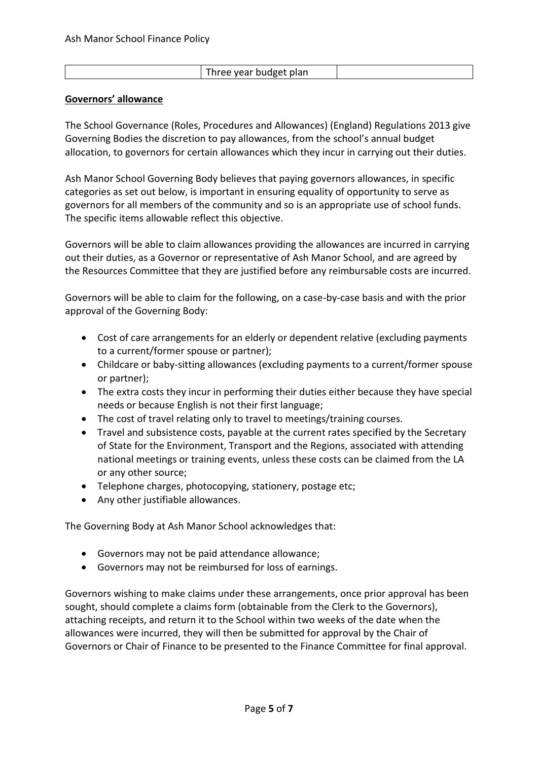| | Three year budget plan | |
|---|---|---|

**Governors' allowance**

The School Governance (Roles, Procedures and Allowances) (England) Regulations 2013 give Governing Bodies the discretion to pay allowances, from the school's annual budget allocation, to governors for certain allowances which they incur in carrying out their duties.

Ash Manor School Governing Body believes that paying governors allowances, in specific categories as set out below, is important in ensuring equality of opportunity to serve as governors for all members of the community and so is an appropriate use of school funds. The specific items allowable reflect this objective.

Governors will be able to claim allowances providing the allowances are incurred in carrying out their duties, as a Governor or representative of Ash Manor School, and are agreed by the Resources Committee that they are justified before any reimbursable costs are incurred.

Governors will be able to claim for the following, on a case-by-case basis and with the prior approval of the Governing Body:

- Cost of care arrangements for an elderly or dependent relative (excluding payments to a current/former spouse or partner);
- Childcare or baby-sitting allowances (excluding payments to a current/former spouse or partner);
- The extra costs they incur in performing their duties either because they have special needs or because English is not their first language;
- The cost of travel relating only to travel to meetings/training courses.
- Travel and subsistence costs, payable at the current rates specified by the Secretary of State for the Environment, Transport and the Regions, associated with attending national meetings or training events, unless these costs can be claimed from the LA or any other source;
- Telephone charges, photocopying, stationery, postage etc;
- Any other justifiable allowances.

The Governing Body at Ash Manor School acknowledges that:

- Governors may not be paid attendance allowance;
- Governors may not be reimbursed for loss of earnings.

Governors wishing to make claims under these arrangements, once prior approval has been sought, should complete a claims form (obtainable from the Clerk to the Governors), attaching receipts, and return it to the School within two weeks of the date when the allowances were incurred, they will then be submitted for approval by the Chair of Governors or Chair of Finance to be presented to the Finance Committee for final approval.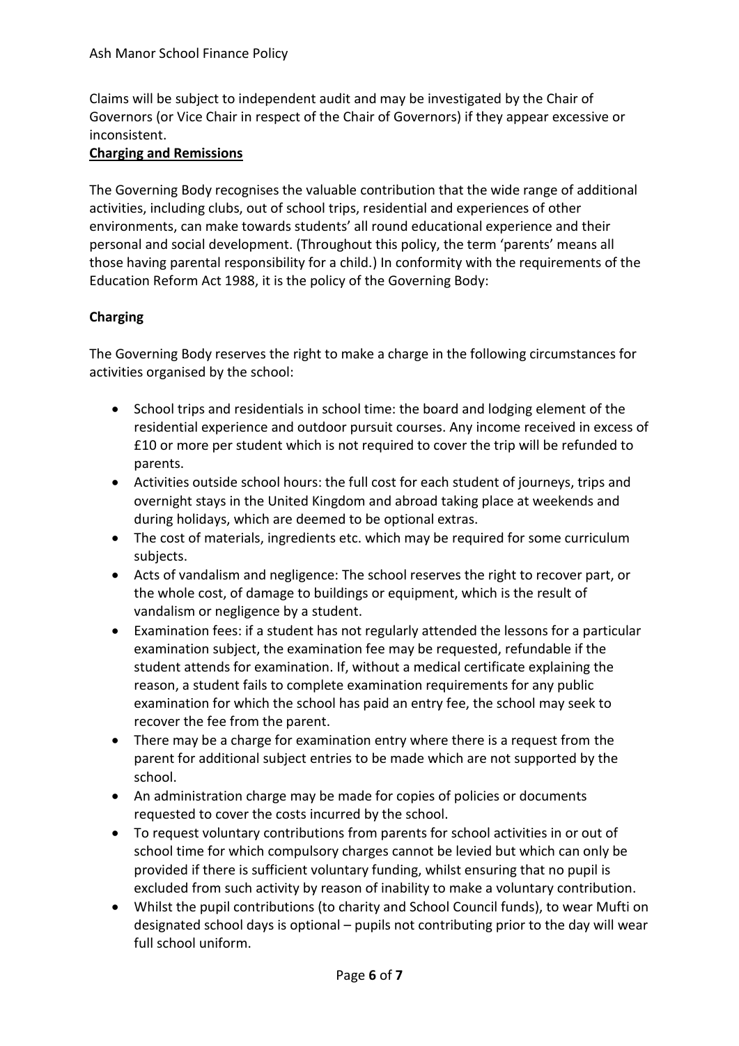Claims will be subject to independent audit and may be investigated by the Chair of Governors (or Vice Chair in respect of the Chair of Governors) if they appear excessive or inconsistent.

## Charging and Remissions

The Governing Body recognises the valuable contribution that the wide range of additional activities, including clubs, out of school trips, residential and experiences of other environments, can make towards students' all round educational experience and their personal and social development. (Throughout this policy, the term 'parents' means all those having parental responsibility for a child.) In conformity with the requirements of the Education Reform Act 1988, it is the policy of the Governing Body:

### Charging

The Governing Body reserves the right to make a charge in the following circumstances for activities organised by the school:

- School trips and residentials in school time: the board and lodging element of the residential experience and outdoor pursuit courses. Any income received in excess of £10 or more per student which is not required to cover the trip will be refunded to parents.
- Activities outside school hours: the full cost for each student of journeys, trips and overnight stays in the United Kingdom and abroad taking place at weekends and during holidays, which are deemed to be optional extras.
- The cost of materials, ingredients etc. which may be required for some curriculum subjects.
- Acts of vandalism and negligence: The school reserves the right to recover part, or the whole cost, of damage to buildings or equipment, which is the result of vandalism or negligence by a student.
- Examination fees: if a student has not regularly attended the lessons for a particular examination subject, the examination fee may be requested, refundable if the student attends for examination. If, without a medical certificate explaining the reason, a student fails to complete examination requirements for any public examination for which the school has paid an entry fee, the school may seek to recover the fee from the parent.
- There may be a charge for examination entry where there is a request from the parent for additional subject entries to be made which are not supported by the school.
- An administration charge may be made for copies of policies or documents requested to cover the costs incurred by the school.
- To request voluntary contributions from parents for school activities in or out of school time for which compulsory charges cannot be levied but which can only be provided if there is sufficient voluntary funding, whilst ensuring that no pupil is excluded from such activity by reason of inability to make a voluntary contribution.
- Whilst the pupil contributions (to charity and School Council funds), to wear Mufti on designated school days is optional – pupils not contributing prior to the day will wear full school uniform.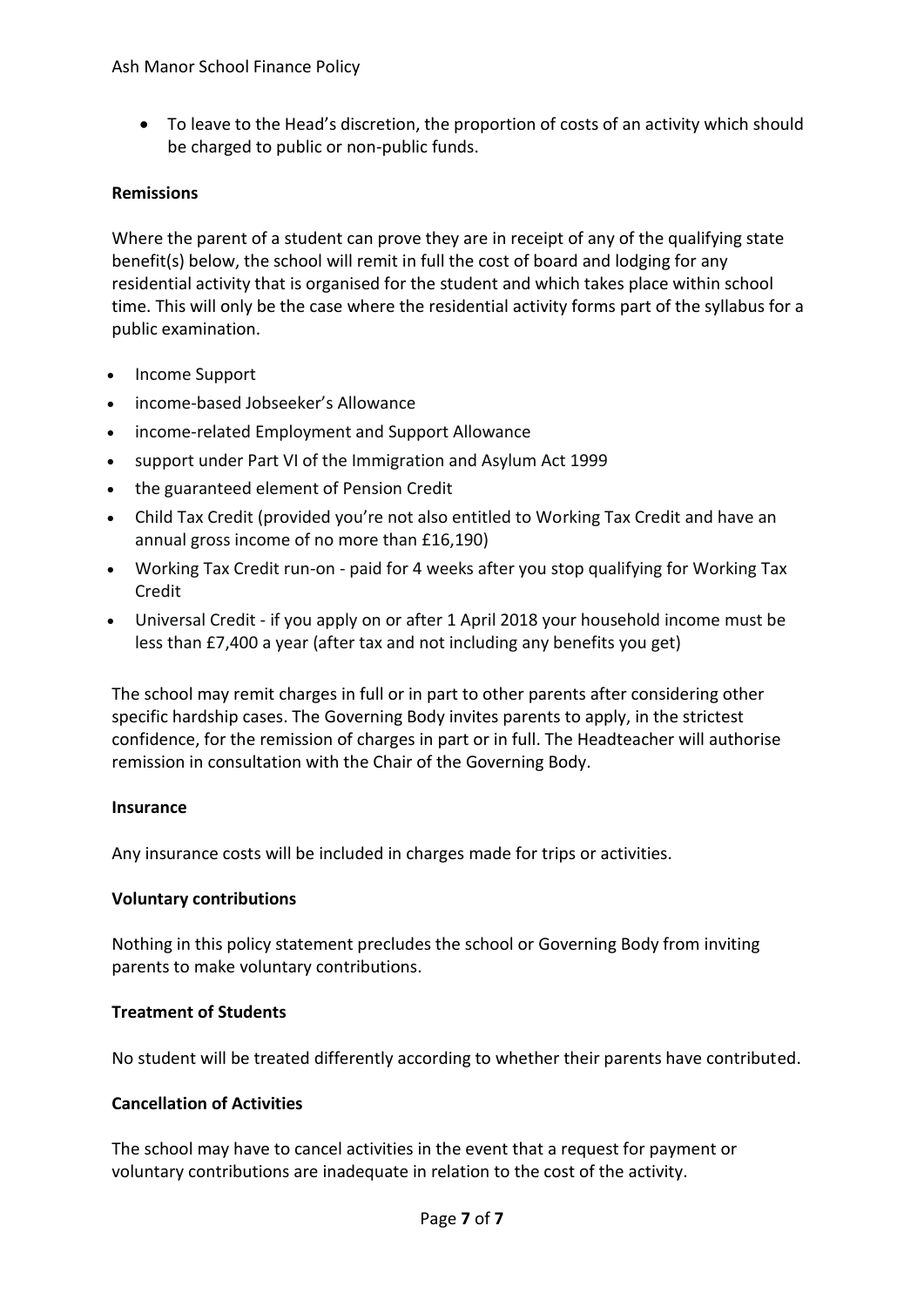- To leave to the Head's discretion, the proportion of costs of an activity which should be charged to public or non-public funds.

**Remissions**

Where the parent of a student can prove they are in receipt of any of the qualifying state benefit(s) below, the school will remit in full the cost of board and lodging for any residential activity that is organised for the student and which takes place within school time. This will only be the case where the residential activity forms part of the syllabus for a public examination.

- Income Support
- income-based Jobseeker's Allowance
- income-related Employment and Support Allowance
- support under Part VI of the Immigration and Asylum Act 1999
- the guaranteed element of Pension Credit
- Child Tax Credit (provided you're not also entitled to Working Tax Credit and have an annual gross income of no more than £16,190)
- Working Tax Credit run-on - paid for 4 weeks after you stop qualifying for Working Tax Credit
- Universal Credit - if you apply on or after 1 April 2018 your household income must be less than £7,400 a year (after tax and not including any benefits you get)

The school may remit charges in full or in part to other parents after considering other specific hardship cases. The Governing Body invites parents to apply, in the strictest confidence, for the remission of charges in part or in full. The Headteacher will authorise remission in consultation with the Chair of the Governing Body.

**Insurance**

Any insurance costs will be included in charges made for trips or activities.

**Voluntary contributions**

Nothing in this policy statement precludes the school or Governing Body from inviting parents to make voluntary contributions.

**Treatment of Students**

No student will be treated differently according to whether their parents have contributed.

**Cancellation of Activities**

The school may have to cancel activities in the event that a request for payment or voluntary contributions are inadequate in relation to the cost of the activity.